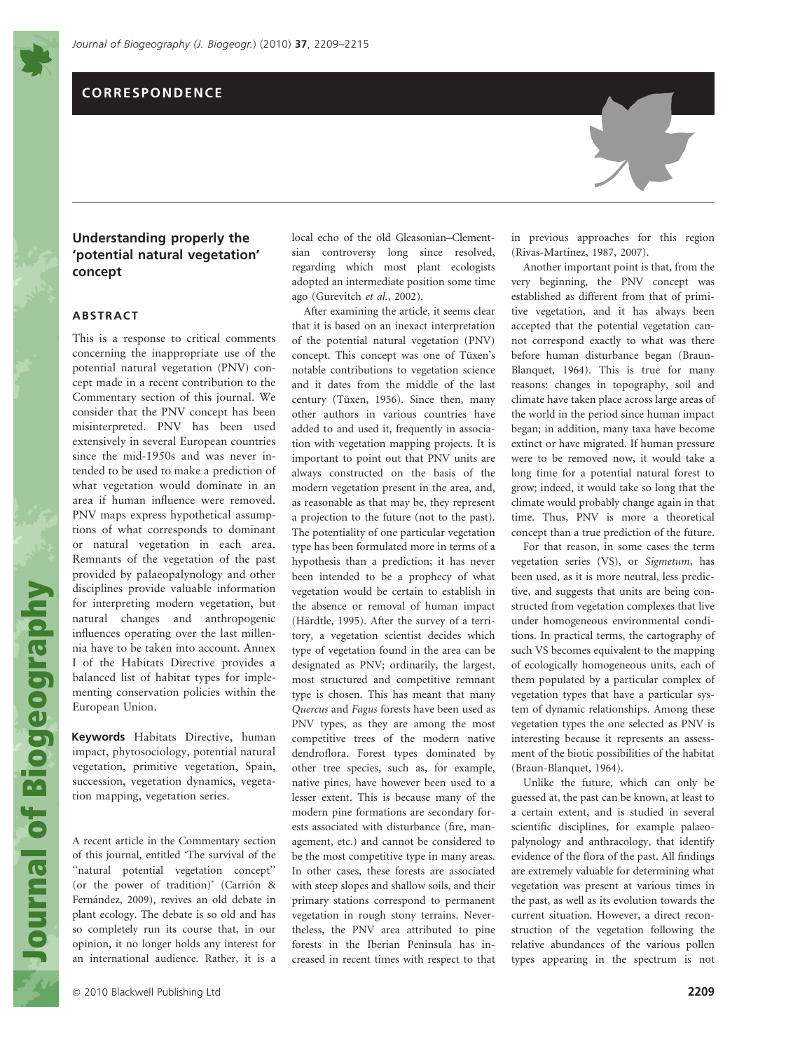CORRESPONDENCE

# Understanding properly the 'potential natural vegetation' concept

## ABSTRACT

This is a response to critical comments concerning the inappropriate use of the potential natural vegetation (PNV) concept made in a recent contribution to the Commentary section of this journal. We consider that the PNV concept has been misinterpreted. PNV has been used extensively in several European countries since the mid-1950s and was never intended to be used to make a prediction of what vegetation would dominate in an area if human influence were removed. PNV maps express hypothetical assumptions of what corresponds to dominant or natural vegetation in each area. Remnants of the vegetation of the past provided by palaeopalynology and other disciplines provide valuable information for interpreting modern vegetation, but natural changes and anthropogenic influences operating over the last millennia have to be taken into account. Annex I of the Habitats Directive provides a balanced list of habitat types for implementing conservation policies within the European Union.

**Keywords** Habitats Directive, human impact, phytosociology, potential natural vegetation, primitive vegetation, Spain, succession, vegetation dynamics, vegetation mapping, vegetation series.

A recent article in the Commentary section of this journal, entitled 'The survival of the "natural potential vegetation concept" (or the power of tradition)' (Carrión & Fernández, 2009), revives an old debate in plant ecology. The debate is so old and has so completely run its course that, in our opinion, it no longer holds any interest for an international audience. Rather, it is a local echo of the old Gleasonian–Clementsian controversy long since resolved, regarding which most plant ecologists adopted an intermediate position some time ago (Gurevitch *et al.*, 2002).

After examining the article, it seems clear that it is based on an inexact interpretation of the potential natural vegetation (PNV) concept. This concept was one of Tüxen's notable contributions to vegetation science and it dates from the middle of the last century (Tüxen, 1956). Since then, many other authors in various countries have added to and used it, frequently in association with vegetation mapping projects. It is important to point out that PNV units are always constructed on the basis of the modern vegetation present in the area, and, as reasonable as that may be, they represent a projection to the future (not to the past). The potentiality of one particular vegetation type has been formulated more in terms of a hypothesis than a prediction; it has never been intended to be a prophecy of what vegetation would be certain to establish in the absence or removal of human impact (Härdtle, 1995). After the survey of a territory, a vegetation scientist decides which type of vegetation found in the area can be designated as PNV; ordinarily, the largest, most structured and competitive remnant type is chosen. This has meant that many *Quercus* and *Fagus* forests have been used as PNV types, as they are among the most competitive trees of the modern native dendroflora. Forest types dominated by other tree species, such as, for example, native pines, have however been used to a lesser extent. This is because many of the modern pine formations are secondary forests associated with disturbance (fire, management, etc.) and cannot be considered to be the most competitive type in many areas. In other cases, these forests are associated with steep slopes and shallow soils, and their primary stations correspond to permanent vegetation in rough stony terrains. Nevertheless, the PNV area attributed to pine forests in the Iberian Peninsula has increased in recent times with respect to that in previous approaches for this region (Rivas-Martínez, 1987, 2007).

Another important point is that, from the very beginning, the PNV concept was established as different from that of primitive vegetation, and it has always been accepted that the potential vegetation cannot correspond exactly to what was there before human disturbance began (Braun-Blanquet, 1964). This is true for many reasons: changes in topography, soil and climate have taken place across large areas of the world in the period since human impact began; in addition, many taxa have become extinct or have migrated. If human pressure were to be removed now, it would take a long time for a potential natural forest to grow; indeed, it would take so long that the climate would probably change again in that time. Thus, PNV is more a theoretical concept than a true prediction of the future.

For that reason, in some cases the term vegetation series (VS), or *Sigmetum*, has been used, as it is more neutral, less predictive, and suggests that units are being constructed from vegetation complexes that live under homogeneous environmental conditions. In practical terms, the cartography of such VS becomes equivalent to the mapping of ecologically homogeneous units, each of them populated by a particular complex of vegetation types that have a particular system of dynamic relationships. Among these vegetation types the one selected as PNV is interesting because it represents an assessment of the biotic possibilities of the habitat (Braun-Blanquet, 1964).

Unlike the future, which can only be guessed at, the past can be known, at least to a certain extent, and is studied in several scientific disciplines, for example palaeopalynology and anthracology, that identify evidence of the flora of the past. All findings are extremely valuable for determining what vegetation was present at various times in the past, as well as its evolution towards the current situation. However, a direct reconstruction of the vegetation following the relative abundances of the various pollen types appearing in the spectrum is not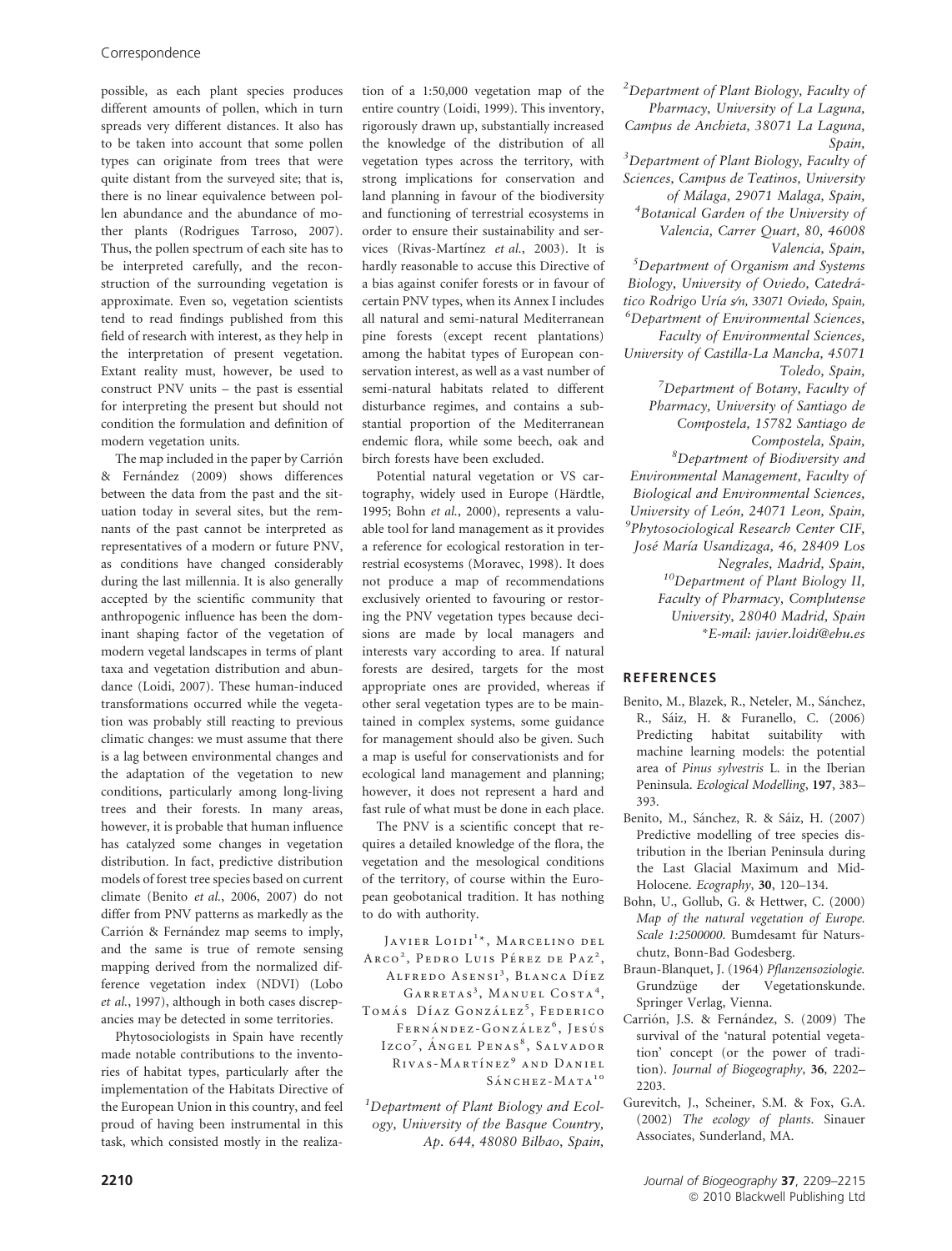possible, as each plant species produces different amounts of pollen, which in turn spreads very different distances. It also has to be taken into account that some pollen types can originate from trees that were quite distant from the surveyed site; that is, there is no linear equivalence between pollen abundance and the abundance of mother plants (Rodrigues Tarroso, 2007). Thus, the pollen spectrum of each site has to be interpreted carefully, and the reconstruction of the surrounding vegetation is approximate. Even so, vegetation scientists tend to read findings published from this field of research with interest, as they help in the interpretation of present vegetation. Extant reality must, however, be used to construct PNV units – the past is essential for interpreting the present but should not condition the formulation and definition of modern vegetation units.

The map included in the paper by Carrión & Fernández (2009) shows differences between the data from the past and the situation today in several sites, but the remnants of the past cannot be interpreted as representatives of a modern or future PNV, as conditions have changed considerably during the last millennia. It is also generally accepted by the scientific community that anthropogenic influence has been the dominant shaping factor of the vegetation of modern vegetal landscapes in terms of plant taxa and vegetation distribution and abundance (Loidi, 2007). These human-induced transformations occurred while the vegetation was probably still reacting to previous climatic changes: we must assume that there is a lag between environmental changes and the adaptation of the vegetation to new conditions, particularly among long-living trees and their forests. In many areas, however, it is probable that human influence has catalyzed some changes in vegetation distribution. In fact, predictive distribution models of forest tree species based on current climate (Benito *et al.*, 2006, 2007) do not differ from PNV patterns as markedly as the Carrión & Fernández map seems to imply, and the same is true of remote sensing mapping derived from the normalized difference vegetation index (NDVI) (Lobo *et al.*, 1997), although in both cases discrepancies may be detected in some territories.

Phytosociologists in Spain have recently made notable contributions to the inventories of habitat types, particularly after the implementation of the Habitats Directive of the European Union in this country, and feel proud of having been instrumental in this task, which consisted mostly in the realization of a 1:50,000 vegetation map of the entire country (Loidi, 1999). This inventory, rigorously drawn up, substantially increased the knowledge of the distribution of all vegetation types across the territory, with strong implications for conservation and land planning in favour of the biodiversity and functioning of terrestrial ecosystems in order to ensure their sustainability and services (Rivas-Martínez *et al.*, 2003). It is hardly reasonable to accuse this Directive of a bias against conifer forests or in favour of certain PNV types, when its Annex I includes all natural and semi-natural Mediterranean pine forests (except recent plantations) among the habitat types of European conservation interest, as well as a vast number of semi-natural habitats related to different disturbance regimes, and contains a substantial proportion of the Mediterranean endemic flora, while some beech, oak and birch forests have been excluded.

Potential natural vegetation or VS cartography, widely used in Europe (Härdtle, 1995; Bohn *et al.*, 2000), represents a valuable tool for land management as it provides a reference for ecological restoration in terrestrial ecosystems (Moravec, 1998). It does not produce a map of recommendations exclusively oriented to favouring or restoring the PNV vegetation types because decisions are made by local managers and interests vary according to area. If natural forests are desired, targets for the most appropriate ones are provided, whereas if other seral vegetation types are to be maintained in complex systems, some guidance for management should also be given. Such a map is useful for conservationists and for ecological land management and planning; however, it does not represent a hard and fast rule of what must be done in each place.

The PNV is a scientific concept that requires a detailed knowledge of the flora, the vegetation and the mesological conditions of the territory, of course within the European geobotanical tradition. It has nothing to do with authority.

Javier Loidi[1]*, Marcelino del Arco[2], Pedro Luis Pérez de Paz[2], Alfredo Asensi[3], Blanca Díez Garretas[3], Manuel Costa[4], Tomás Díaz González[5], Federico Fernández-González[6], Jesús Izco[7], Ángel Penas[8], Salvador Rivas-Martínez[9] and Daniel Sánchez-Mata[10]

[1]*Department of Plant Biology and Ecology, University of the Basque Country, Ap. 644, 48080 Bilbao, Spain,*
[2]*Department of Plant Biology, Faculty of Pharmacy, University of La Laguna, Campus de Anchieta, 38071 La Laguna, Spain,*
[3]*Department of Plant Biology, Faculty of Sciences, Campus de Teatinos, University of Málaga, 29071 Malaga, Spain,*
[4]*Botanical Garden of the University of Valencia, Carrer Quart, 80, 46008 Valencia, Spain,*
[5]*Department of Organism and Systems Biology, University of Oviedo, Catedrático Rodrigo Uría s/n, 33071 Oviedo, Spain,*
[6]*Department of Environmental Sciences, Faculty of Environmental Sciences, University of Castilla-La Mancha, 45071 Toledo, Spain,*
[7]*Department of Botany, Faculty of Pharmacy, University of Santiago de Compostela, 15782 Santiago de Compostela, Spain,*
[8]*Department of Biodiversity and Environmental Management, Faculty of Biological and Environmental Sciences, University of León, 24071 Leon, Spain,*
[9]*Phytosociological Research Center CIF, José María Usandizaga, 46, 28409 Los Negrales, Madrid, Spain,*
[10]*Department of Plant Biology II, Faculty of Pharmacy, Complutense University, 28040 Madrid, Spain*
**E-mail: javier.loidi@ehu.es*

## REFERENCES

Benito, M., Blazek, R., Neteler, M., Sánchez, R., Sáiz, H. & Furanello, C. (2006) Predicting habitat suitability with machine learning models: the potential area of *Pinus sylvestris* L. in the Iberian Peninsula. *Ecological Modelling*, **197**, 383–393.

Benito, M., Sánchez, R. & Sáiz, H. (2007) Predictive modelling of tree species distribution in the Iberian Peninsula during the Last Glacial Maximum and Mid-Holocene. *Ecography*, **30**, 120–134.

Bohn, U., Gollub, G. & Hettwer, C. (2000) *Map of the natural vegetation of Europe. Scale 1:2500000*. Bumdesamt für Naturschutz, Bonn-Bad Godesberg.

Braun-Blanquet, J. (1964) *Pflanzensoziologie.* Grundzüge der Vegetationskunde. Springer Verlag, Vienna.

Carrión, J.S. & Fernández, S. (2009) The survival of the 'natural potential vegetation' concept (or the power of tradition). *Journal of Biogeography*, **36**, 2202–2203.

Gurevitch, J., Scheiner, S.M. & Fox, G.A. (2002) *The ecology of plants.* Sinauer Associates, Sunderland, MA.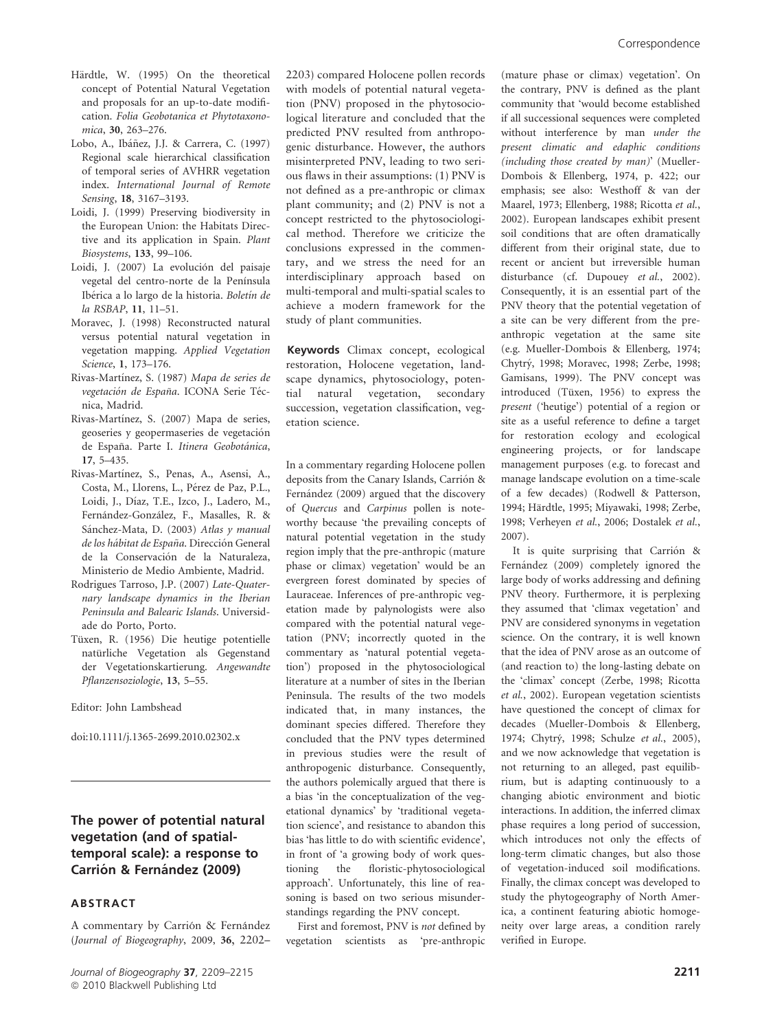Härdtle, W. (1995) On the theoretical concept of Potential Natural Vegetation and proposals for an up-to-date modification. *Folia Geobotanica et Phytotaxonomica*, **30**, 263–276.

Lobo, A., Ibáñez, J.J. & Carrera, C. (1997) Regional scale hierarchical classification of temporal series of AVHRR vegetation index. *International Journal of Remote Sensing*, **18**, 3167–3193.

Loidi, J. (1999) Preserving biodiversity in the European Union: the Habitats Directive and its application in Spain. *Plant Biosystems*, **133**, 99–106.

Loidi, J. (2007) La evolución del paisaje vegetal del centro-norte de la Península Ibérica a lo largo de la historia. *Boletín de la RSBAP*, **11**, 11–51.

Moravec, J. (1998) Reconstructed natural versus potential natural vegetation in vegetation mapping. *Applied Vegetation Science*, **1**, 173–176.

Rivas-Martínez, S. (1987) *Mapa de series de vegetación de España*. ICONA Serie Técnica, Madrid.

Rivas-Martínez, S. (2007) Mapa de series, geoseries y geopermaseries de vegetación de España. Parte I. *Itinera Geobotánica*, **17**, 5–435.

Rivas-Martínez, S., Penas, A., Asensi, A., Costa, M., Llorens, L., Pérez de Paz, P.L., Loidi, J., Díaz, T.E., Izco, J., Ladero, M., Fernández-González, F., Masalles, R. & Sánchez-Mata, D. (2003) *Atlas y manual de los hábitat de España*. Dirección General de la Conservación de la Naturaleza, Ministerio de Medio Ambiente, Madrid.

Rodrigues Tarroso, J.P. (2007) *Late-Quaternary landscape dynamics in the Iberian Peninsula and Balearic Islands*. Universidade do Porto, Porto.

Tüxen, R. (1956) Die heutige potentielle natürliche Vegetation als Gegenstand der Vegetationskartierung. *Angewandte Pflanzensoziologie*, **13**, 5–55.

Editor: John Lambshead

doi:10.1111/j.1365-2699.2010.02302.x

---

## The power of potential natural vegetation (and of spatial-temporal scale): a response to Carrión & Fernández (2009)

### ABSTRACT

A commentary by Carrión & Fernández (*Journal of Biogeography*, 2009, **36**, 2202–2203) compared Holocene pollen records with models of potential natural vegetation (PNV) proposed in the phytosociological literature and concluded that the predicted PNV resulted from anthropogenic disturbance. However, the authors misinterpreted PNV, leading to two serious flaws in their assumptions: (1) PNV is not defined as a pre-anthropic or climax plant community; and (2) PNV is not a concept restricted to the phytosociological method. Therefore we criticize the conclusions expressed in the commentary, and we stress the need for an interdisciplinary approach based on multi-temporal and multi-spatial scales to achieve a modern framework for the study of plant communities.

**Keywords** Climax concept, ecological restoration, Holocene vegetation, landscape dynamics, phytosociology, potential natural vegetation, secondary succession, vegetation classification, vegetation science.

In a commentary regarding Holocene pollen deposits from the Canary Islands, Carrión & Fernández (2009) argued that the discovery of *Quercus* and *Carpinus* pollen is noteworthy because 'the prevailing concepts of natural potential vegetation in the study region imply that the pre-anthropic (mature phase or climax) vegetation' would be an evergreen forest dominated by species of Lauraceae. Inferences of pre-anthropic vegetation made by palynologists were also compared with the potential natural vegetation (PNV; incorrectly quoted in the commentary as 'natural potential vegetation') proposed in the phytosociological literature at a number of sites in the Iberian Peninsula. The results of the two models indicated that, in many instances, the dominant species differed. Therefore they concluded that the PNV types determined in previous studies were the result of anthropogenic disturbance. Consequently, the authors polemically argued that there is a bias 'in the conceptualization of the vegetational dynamics' by 'traditional vegetation science', and resistance to abandon this bias 'has little to do with scientific evidence', in front of 'a growing body of work questioning the floristic-phytosociological approach'. Unfortunately, this line of reasoning is based on two serious misunderstandings regarding the PNV concept.

First and foremost, PNV is *not* defined by vegetation scientists as 'pre-anthropic (mature phase or climax) vegetation'. On the contrary, PNV is defined as the plant community that 'would become established if all successional sequences were completed without interference by man *under the present climatic and edaphic conditions (including those created by man)*' (Mueller-Dombois & Ellenberg, 1974, p. 422; our emphasis; see also: Westhoff & van der Maarel, 1973; Ellenberg, 1988; Ricotta *et al.*, 2002). European landscapes exhibit present soil conditions that are often dramatically different from their original state, due to recent or ancient but irreversible human disturbance (cf. Dupouey *et al.*, 2002). Consequently, it is an essential part of the PNV theory that the potential vegetation of a site can be very different from the pre-anthropic vegetation at the same site (e.g. Mueller-Dombois & Ellenberg, 1974; Chytrý, 1998; Moravec, 1998; Zerbe, 1998; Gamisans, 1999). The PNV concept was introduced (Tüxen, 1956) to express the *present* ('heutige') potential of a region or site as a useful reference to define a target for restoration ecology and ecological engineering projects, or for landscape management purposes (e.g. to forecast and manage landscape evolution on a time-scale of a few decades) (Rodwell & Patterson, 1994; Härdtle, 1995; Miyawaki, 1998; Zerbe, 1998; Verheyen *et al.*, 2006; Dostalek *et al.*, 2007).

It is quite surprising that Carrión & Fernández (2009) completely ignored the large body of works addressing and defining PNV theory. Furthermore, it is perplexing they assumed that 'climax vegetation' and PNV are considered synonyms in vegetation science. On the contrary, it is well known that the idea of PNV arose as an outcome of (and reaction to) the long-lasting debate on the 'climax' concept (Zerbe, 1998; Ricotta *et al.*, 2002). European vegetation scientists have questioned the concept of climax for decades (Mueller-Dombois & Ellenberg, 1974; Chytrý, 1998; Schulze *et al.*, 2005), and we now acknowledge that vegetation is not returning to an alleged, past equilibrium, but is adapting continuously to a changing abiotic environment and biotic interactions. In addition, the inferred climax phase requires a long period of succession, which introduces not only the effects of long-term climatic changes, but also those of vegetation-induced soil modifications. Finally, the climax concept was developed to study the phytogeography of North America, a continent featuring abiotic homogeneity over large areas, a condition rarely verified in Europe.